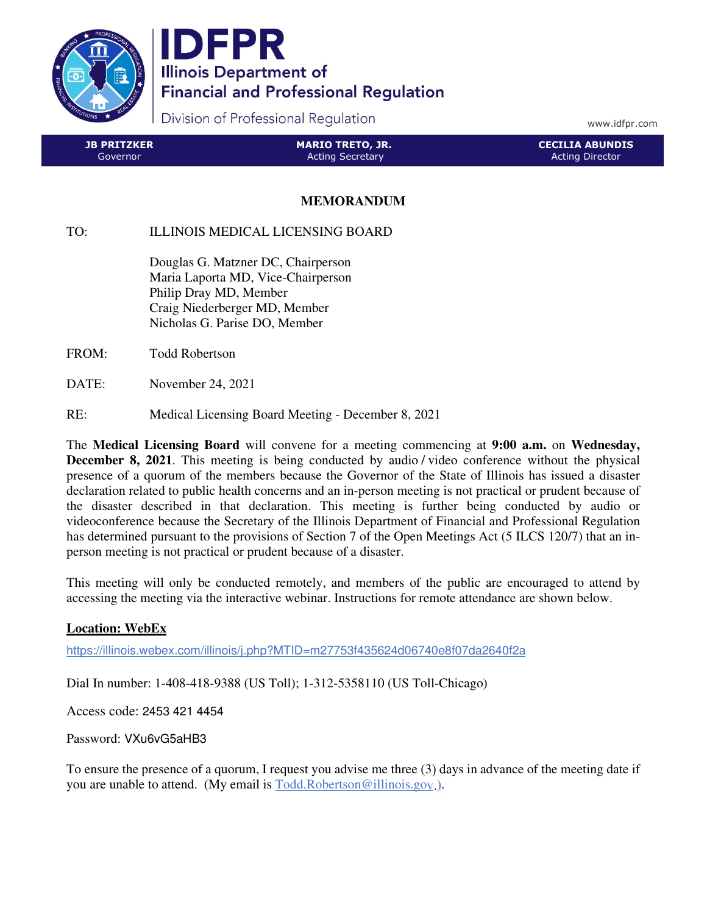**IDFPR**
Illinois Department of
Financial and Professional Regulation

Division of Professional Regulation

www.idfpr.com

| JB PRITZKER | MARIO TRETO, JR. | CECILIA ABUNDIS |
|---|---|---|
| Governor | Acting Secretary | Acting Director |

**MEMORANDUM**

TO: ILLINOIS MEDICAL LICENSING BOARD

Douglas G. Matzner DC, Chairperson
Maria Laporta MD, Vice-Chairperson
Philip Dray MD, Member
Craig Niederberger MD, Member
Nicholas G. Parise DO, Member

FROM: Todd Robertson

DATE: November 24, 2021

RE: Medical Licensing Board Meeting - December 8, 2021

The **Medical Licensing Board** will convene for a meeting commencing at **9:00 a.m.** on **Wednesday, December 8, 2021**. This meeting is being conducted by audio / video conference without the physical presence of a quorum of the members because the Governor of the State of Illinois has issued a disaster declaration related to public health concerns and an in-person meeting is not practical or prudent because of the disaster described in that declaration. This meeting is further being conducted by audio or videoconference because the Secretary of the Illinois Department of Financial and Professional Regulation has determined pursuant to the provisions of Section 7 of the Open Meetings Act (5 ILCS 120/7) that an in-person meeting is not practical or prudent because of a disaster.

This meeting will only be conducted remotely, and members of the public are encouraged to attend by accessing the meeting via the interactive webinar. Instructions for remote attendance are shown below.

**Location: WebEx**

https://illinois.webex.com/illinois/j.php?MTID=m27753f435624d06740e8f07da2640f2a

Dial In number: 1-408-418-9388 (US Toll); 1-312-5358110 (US Toll-Chicago)

Access code: 2453 421 4454

Password: VXu6vG5aHB3

To ensure the presence of a quorum, I request you advise me three (3) days in advance of the meeting date if you are unable to attend. (My email is Todd.Robertson@illinois.gov.).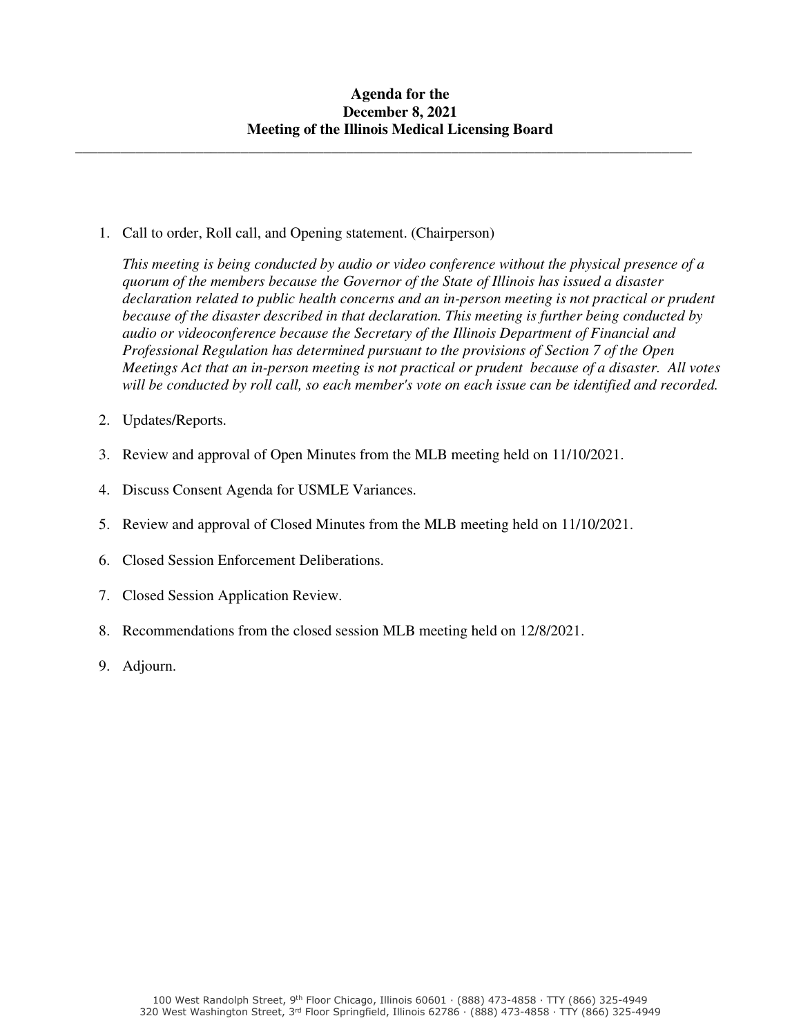**Agenda for the**
**December 8, 2021**
**Meeting of the Illinois Medical Licensing Board**

---

1. Call to order, Roll call, and Opening statement. (Chairperson)

   *This meeting is being conducted by audio or video conference without the physical presence of a quorum of the members because the Governor of the State of Illinois has issued a disaster declaration related to public health concerns and an in-person meeting is not practical or prudent because of the disaster described in that declaration. This meeting is further being conducted by audio or videoconference because the Secretary of the Illinois Department of Financial and Professional Regulation has determined pursuant to the provisions of Section 7 of the Open Meetings Act that an in-person meeting is not practical or prudent because of a disaster. All votes will be conducted by roll call, so each member's vote on each issue can be identified and recorded.*

2. Updates/Reports.

3. Review and approval of Open Minutes from the MLB meeting held on 11/10/2021.

4. Discuss Consent Agenda for USMLE Variances.

5. Review and approval of Closed Minutes from the MLB meeting held on 11/10/2021.

6. Closed Session Enforcement Deliberations.

7. Closed Session Application Review.

8. Recommendations from the closed session MLB meeting held on 12/8/2021.

9. Adjourn.

100 West Randolph Street, 9th Floor Chicago, Illinois 60601 · (888) 473-4858 · TTY (866) 325-4949
320 West Washington Street, 3rd Floor Springfield, Illinois 62786 · (888) 473-4858 · TTY (866) 325-4949